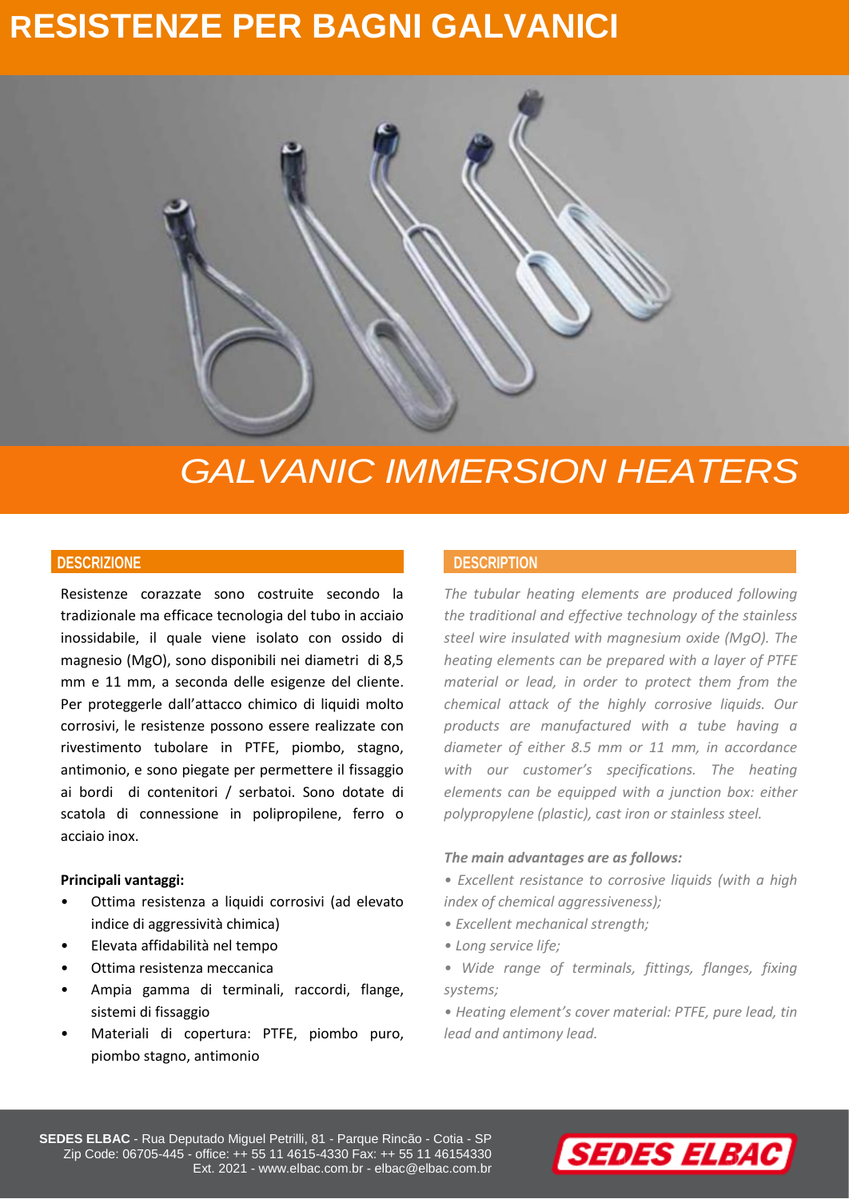# RESISTENZE PER BAGNI GALVANICI

# *GALVANIC IMMERSION HEATERS*

## DESCRIZIONE

Resistenze corazzate sono costruite secondo la tradizionale ma efficace tecnologia del tubo in acciaio inossidabile, il quale viene isolato con ossido di magnesio (MgO), sono disponibili nei diametri di 8,5 mm e 11 mm, a seconda delle esigenze del cliente. Per proteggerle dall'attacco chimico di liquidi molto corrosivi, le resistenze possono essere realizzate con rivestimento tubolare in PTFE, piombo, stagno, antimonio, e sono piegate per permettere il fissaggio ai bordi di contenitori / serbatoi. Sono dotate di scatola di connessione in polipropilene, ferro o acciaio inox.

**Principali vantaggi:**

- Ottima resistenza a liquidi corrosivi (ad elevato indice di aggressività chimica)
- Elevata affidabilità nel tempo
- Ottima resistenza meccanica
- Ampia gamma di terminali, raccordi, flange, sistemi di fissaggio
- Materiali di copertura: PTFE, piombo puro, piombo stagno, antimonio

## DESCRIPTION

*The tubular heating elements are produced following the traditional and effective technology of the stainless steel wire insulated with magnesium oxide (MgO). The heating elements can be prepared with a layer of PTFE material or lead, in order to protect them from the chemical attack of the highly corrosive liquids. Our products are manufactured with a tube having a diameter of either 8.5 mm or 11 mm, in accordance with our customer's specifications. The heating elements can be equipped with a junction box: either polypropylene (plastic), cast iron or stainless steel.*

***The main advantages are as follows:***

*• Excellent resistance to corrosive liquids (with a high index of chemical aggressiveness);*

*• Excellent mechanical strength;*

*• Long service life;*

*• Wide range of terminals, fittings, flanges, fixing systems;*

*• Heating element's cover material: PTFE, pure lead, tin lead and antimony lead.*

**SEDES ELBAC** - Rua Deputado Miguel Petrilli, 81 - Parque Rincão - Cotia - SP
Zip Code: 06705-445 - office: ++ 55 11 4615-4330 Fax: ++ 55 11 46154330
Ext. 2021 - www.elbac.com.br - elbac@elbac.com.br

SEDES ELBAC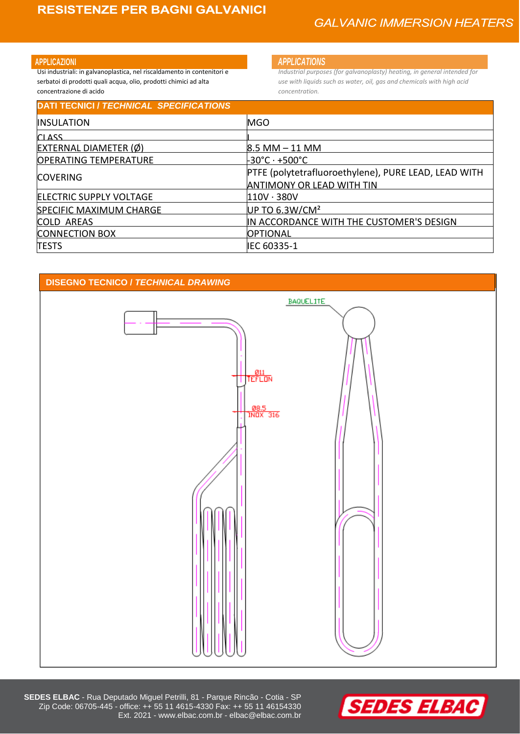# RESISTENZE PER BAGNI GALVANICI

## *GALVANIC IMMERSION HEATERS*

### APPLICAZIONI

Usi industriali: in galvanoplastica, nel riscaldamento in contenitori e serbatoi di prodotti quali acqua, olio, prodotti chimici ad alta concentrazione di acido

### *APPLICATIONS*

*Industrial purposes (for galvanoplasty) heating, in general intended for use with liquids such as water, oil, gas and chemicals with high acid concentration.*

### DATI TECNICI / *TECHNICAL SPECIFICATIONS*

| | |
|---|---|
| INSULATION | MGO |
| CLASS | I |
| EXTERNAL DIAMETER (Ø) | 8.5 MM – 11 MM |
| OPERATING TEMPERATURE | -30°C · +500°C |
| COVERING | PTFE (polytetrafluoroethylene), PURE LEAD, LEAD WITH ANTIMONY OR LEAD WITH TIN |
| ELECTRIC SUPPLY VOLTAGE | 110V · 380V |
| SPECIFIC MAXIMUM CHARGE | UP TO 6.3W/CM² |
| COLD AREAS | IN ACCORDANCE WITH THE CUSTOMER'S DESIGN |
| CONNECTION BOX | OPTIONAL |
| TESTS | IEC 60335-1 |

### DISEGNO TECNICO / *TECHNICAL DRAWING*

BAQUELITE

Ø11 TEFLON

Ø8.5 INOX 316

**SEDES ELBAC** - Rua Deputado Miguel Petrilli, 81 - Parque Rincão - Cotia - SP
Zip Code: 06705-445 - office: ++ 55 11 4615-4330 Fax: ++ 55 11 46154330
Ext. 2021 - www.elbac.com.br - elbac@elbac.com.br

SEDES ELBAC